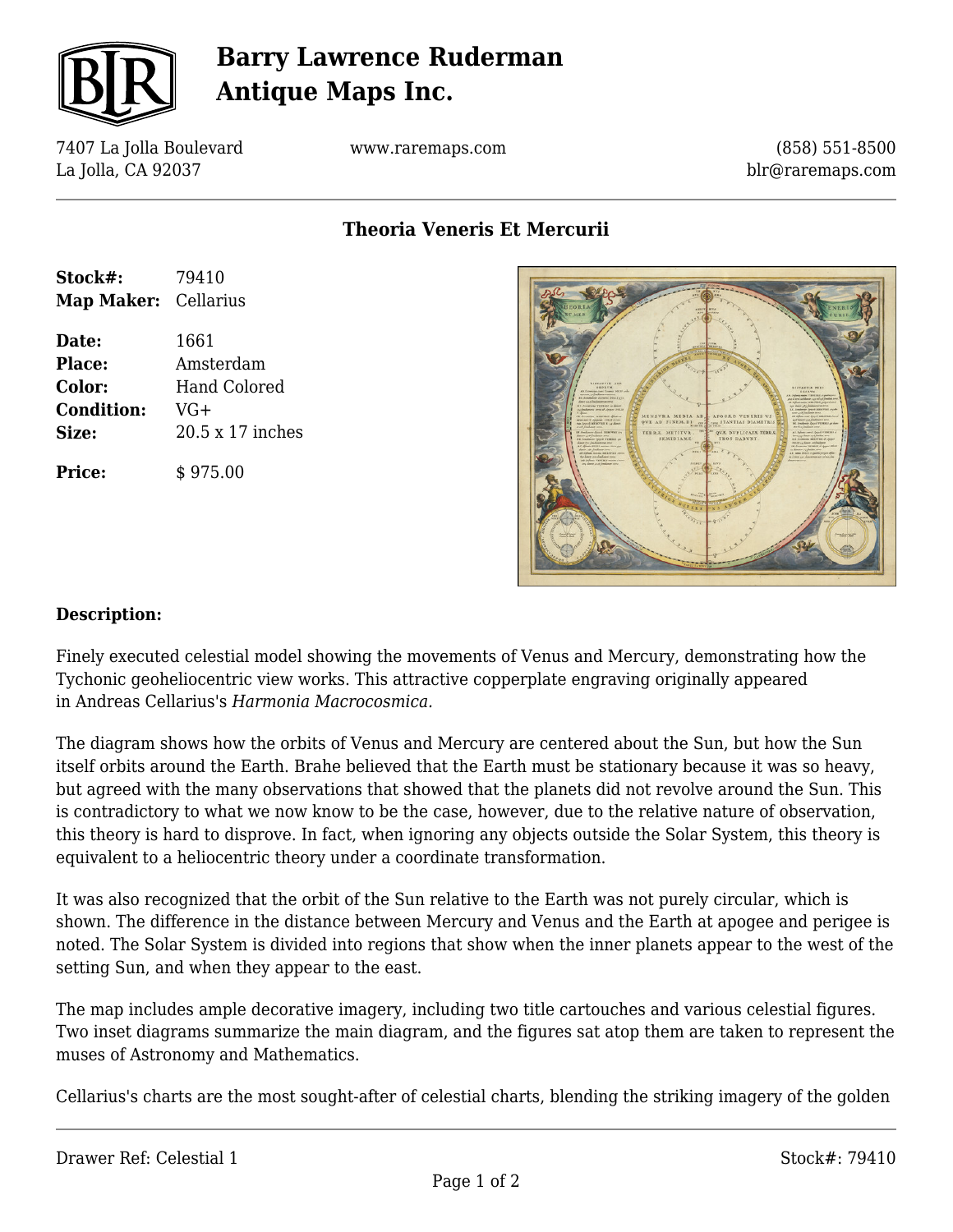# Barry Lawrence Ruderman Antique Maps Inc.

7407 La Jolla Boulevard
La Jolla, CA 92037

www.raremaps.com

(858) 551-8500
blr@raremaps.com

## Theoria Veneris Et Mercurii

**Stock#:** 79410
**Map Maker:** Cellarius

**Date:** 1661
**Place:** Amsterdam
**Color:** Hand Colored
**Condition:** VG+
**Size:** 20.5 x 17 inches

**Price:** $ 975.00

### Description:

Finely executed celestial model showing the movements of Venus and Mercury, demonstrating how the Tychonic geoheliocentric view works. This attractive copperplate engraving originally appeared in Andreas Cellarius's *Harmonia Macrocosmica.*

The diagram shows how the orbits of Venus and Mercury are centered about the Sun, but how the Sun itself orbits around the Earth. Brahe believed that the Earth must be stationary because it was so heavy, but agreed with the many observations that showed that the planets did not revolve around the Sun. This is contradictory to what we now know to be the case, however, due to the relative nature of observation, this theory is hard to disprove. In fact, when ignoring any objects outside the Solar System, this theory is equivalent to a heliocentric theory under a coordinate transformation.

It was also recognized that the orbit of the Sun relative to the Earth was not purely circular, which is shown. The difference in the distance between Mercury and Venus and the Earth at apogee and perigee is noted. The Solar System is divided into regions that show when the inner planets appear to the west of the setting Sun, and when they appear to the east.

The map includes ample decorative imagery, including two title cartouches and various celestial figures. Two inset diagrams summarize the main diagram, and the figures sat atop them are taken to represent the muses of Astronomy and Mathematics.

Cellarius's charts are the most sought-after of celestial charts, blending the striking imagery of the golden

Drawer Ref: Celestial 1

Stock#: 79410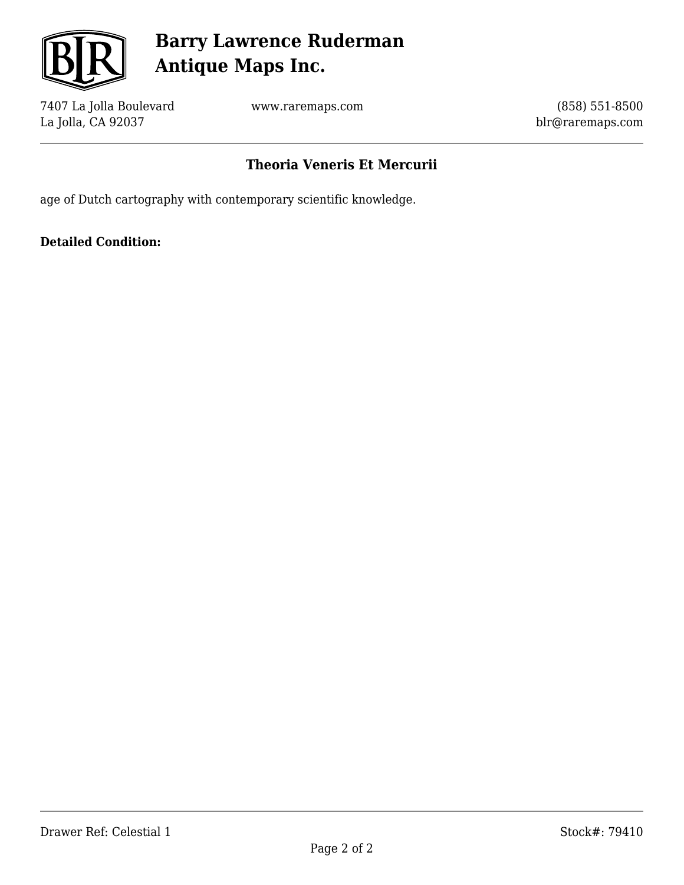age of Dutch cartography with contemporary scientific knowledge.

**Detailed Condition:**